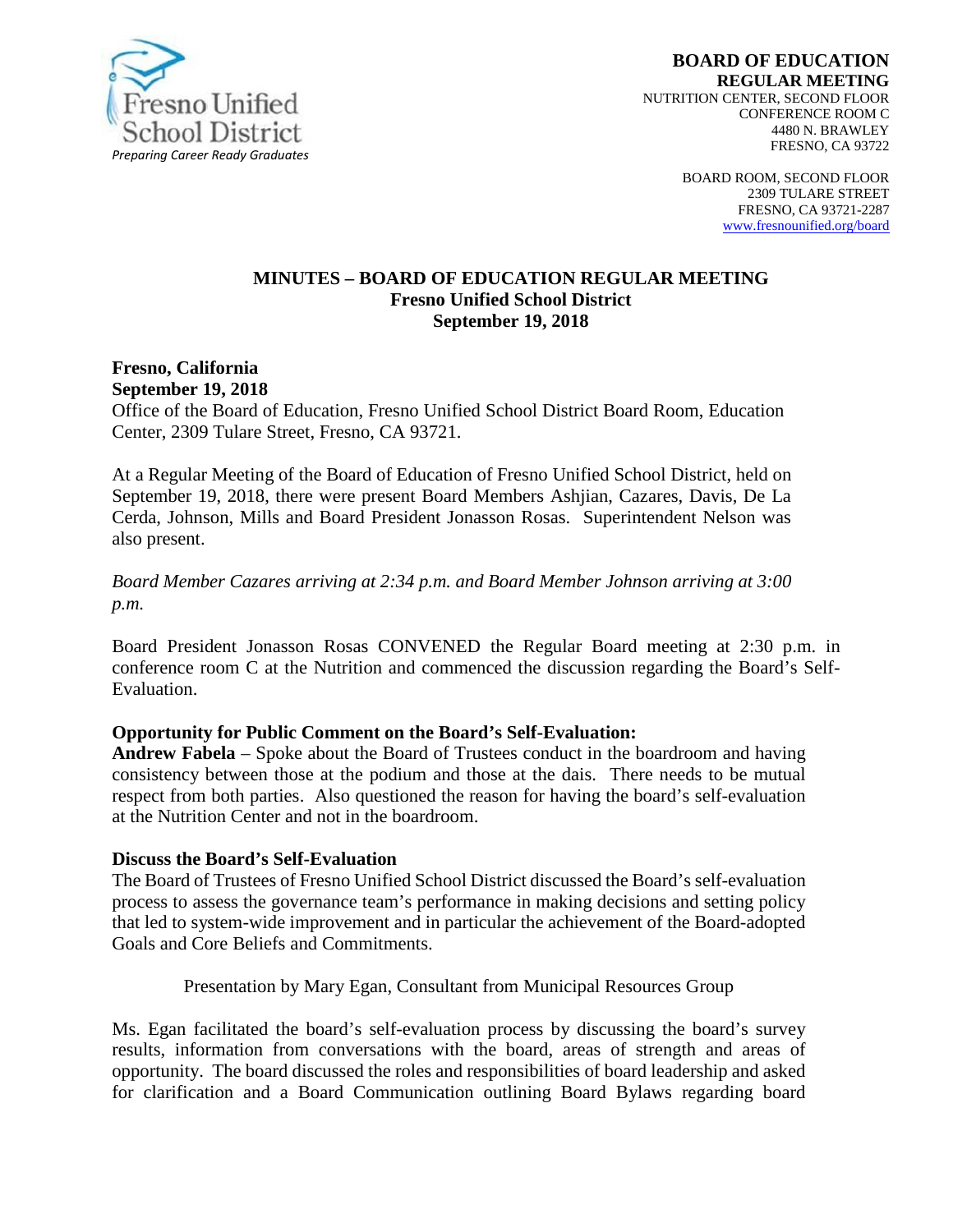Fresno Unified School District
*Preparing Career Ready Graduates*

**BOARD OF EDUCATION**
**REGULAR MEETING**
NUTRITION CENTER, SECOND FLOOR
CONFERENCE ROOM C
4480 N. BRAWLEY
FRESNO, CA 93722

BOARD ROOM, SECOND FLOOR
2309 TULARE STREET
FRESNO, CA 93721-2287
www.fresnounified.org/board

# MINUTES – BOARD OF EDUCATION REGULAR MEETING
**Fresno Unified School District**
**September 19, 2018**

**Fresno, California**
**September 19, 2018**
Office of the Board of Education, Fresno Unified School District Board Room, Education Center, 2309 Tulare Street, Fresno, CA 93721.

At a Regular Meeting of the Board of Education of Fresno Unified School District, held on September 19, 2018, there were present Board Members Ashjian, Cazares, Davis, De La Cerda, Johnson, Mills and Board President Jonasson Rosas. Superintendent Nelson was also present.

*Board Member Cazares arriving at 2:34 p.m. and Board Member Johnson arriving at 3:00 p.m.*

Board President Jonasson Rosas CONVENED the Regular Board meeting at 2:30 p.m. in conference room C at the Nutrition and commenced the discussion regarding the Board's Self-Evaluation.

**Opportunity for Public Comment on the Board's Self-Evaluation:**
**Andrew Fabela** – Spoke about the Board of Trustees conduct in the boardroom and having consistency between those at the podium and those at the dais. There needs to be mutual respect from both parties. Also questioned the reason for having the board's self-evaluation at the Nutrition Center and not in the boardroom.

**Discuss the Board's Self-Evaluation**
The Board of Trustees of Fresno Unified School District discussed the Board's self-evaluation process to assess the governance team's performance in making decisions and setting policy that led to system-wide improvement and in particular the achievement of the Board-adopted Goals and Core Beliefs and Commitments.

Presentation by Mary Egan, Consultant from Municipal Resources Group

Ms. Egan facilitated the board's self-evaluation process by discussing the board's survey results, information from conversations with the board, areas of strength and areas of opportunity. The board discussed the roles and responsibilities of board leadership and asked for clarification and a Board Communication outlining Board Bylaws regarding board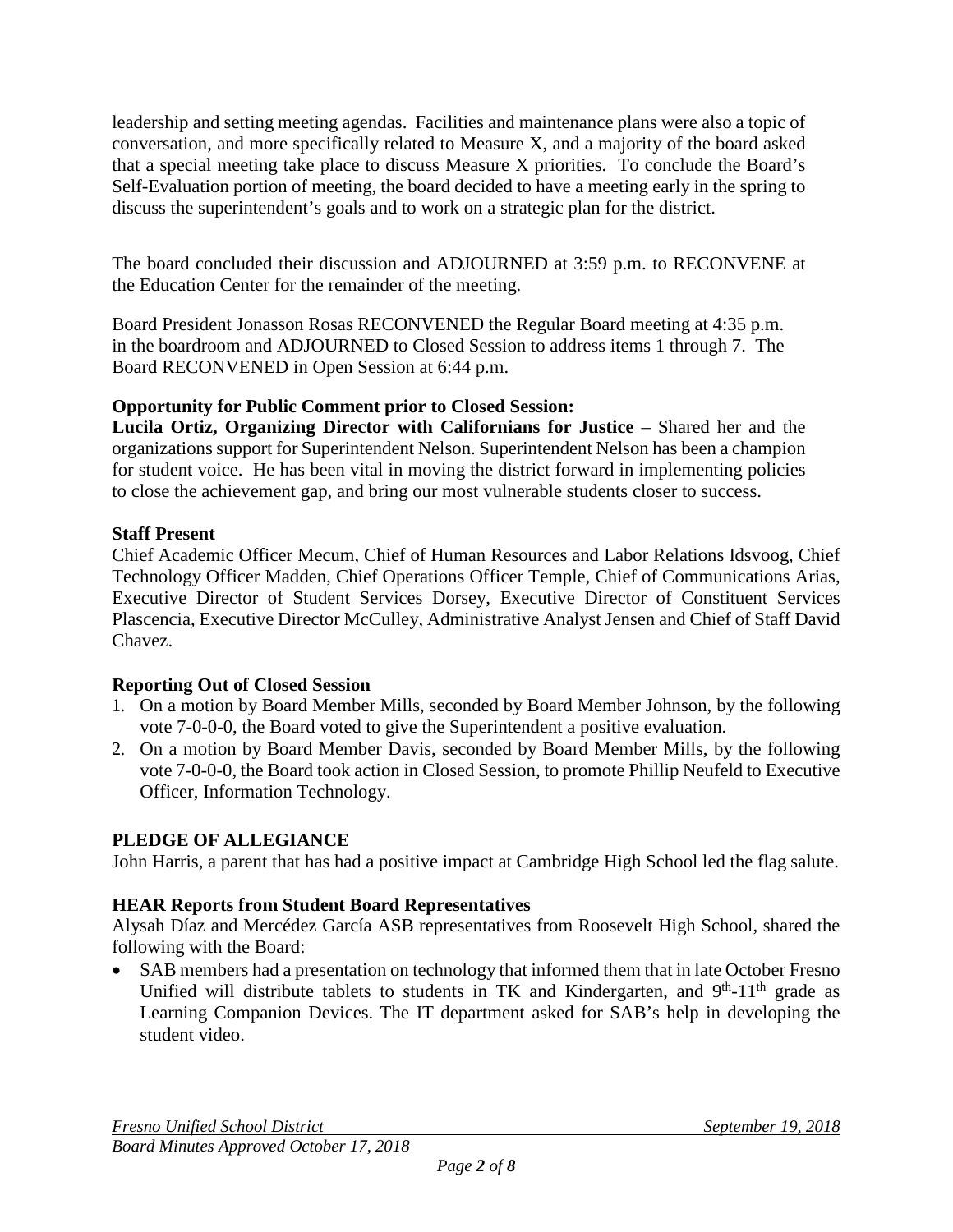leadership and setting meeting agendas. Facilities and maintenance plans were also a topic of conversation, and more specifically related to Measure X, and a majority of the board asked that a special meeting take place to discuss Measure X priorities. To conclude the Board's Self-Evaluation portion of meeting, the board decided to have a meeting early in the spring to discuss the superintendent's goals and to work on a strategic plan for the district.

The board concluded their discussion and ADJOURNED at 3:59 p.m. to RECONVENE at the Education Center for the remainder of the meeting.

Board President Jonasson Rosas RECONVENED the Regular Board meeting at 4:35 p.m. in the boardroom and ADJOURNED to Closed Session to address items 1 through 7. The Board RECONVENED in Open Session at 6:44 p.m.

**Opportunity for Public Comment prior to Closed Session:**

**Lucila Ortiz, Organizing Director with Californians for Justice** – Shared her and the organizations support for Superintendent Nelson. Superintendent Nelson has been a champion for student voice. He has been vital in moving the district forward in implementing policies to close the achievement gap, and bring our most vulnerable students closer to success.

**Staff Present**

Chief Academic Officer Mecum, Chief of Human Resources and Labor Relations Idsvoog, Chief Technology Officer Madden, Chief Operations Officer Temple, Chief of Communications Arias, Executive Director of Student Services Dorsey, Executive Director of Constituent Services Plascencia, Executive Director McCulley, Administrative Analyst Jensen and Chief of Staff David Chavez.

**Reporting Out of Closed Session**

1. On a motion by Board Member Mills, seconded by Board Member Johnson, by the following vote 7-0-0-0, the Board voted to give the Superintendent a positive evaluation.
2. On a motion by Board Member Davis, seconded by Board Member Mills, by the following vote 7-0-0-0, the Board took action in Closed Session, to promote Phillip Neufeld to Executive Officer, Information Technology.

**PLEDGE OF ALLEGIANCE**

John Harris, a parent that has had a positive impact at Cambridge High School led the flag salute.

**HEAR Reports from Student Board Representatives**

Alysah Díaz and Mercédez García ASB representatives from Roosevelt High School, shared the following with the Board:

- SAB members had a presentation on technology that informed them that in late October Fresno Unified will distribute tablets to students in TK and Kindergarten, and 9th-11th grade as Learning Companion Devices. The IT department asked for SAB's help in developing the student video.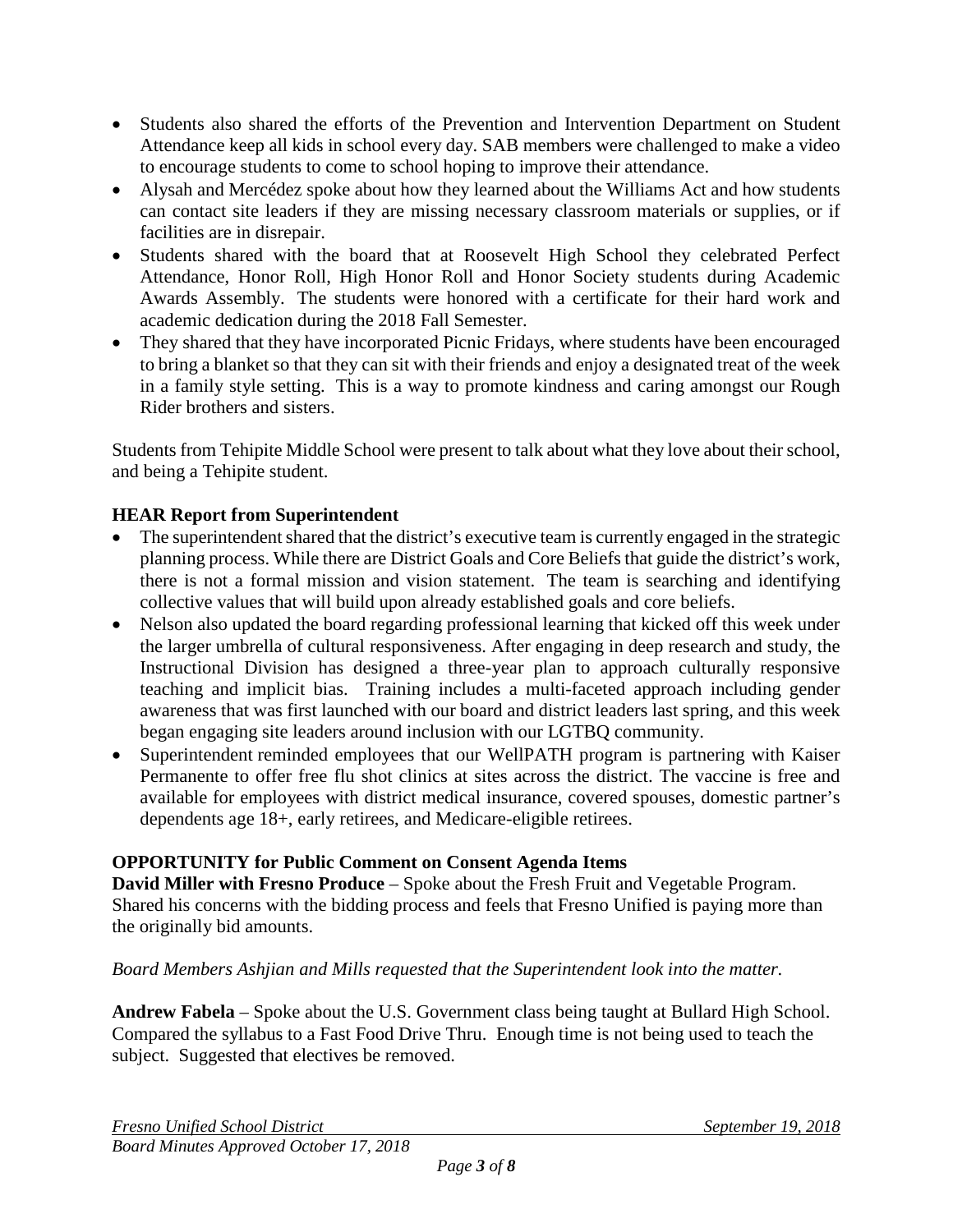- Students also shared the efforts of the Prevention and Intervention Department on Student Attendance keep all kids in school every day. SAB members were challenged to make a video to encourage students to come to school hoping to improve their attendance.
- Alysah and Mercédez spoke about how they learned about the Williams Act and how students can contact site leaders if they are missing necessary classroom materials or supplies, or if facilities are in disrepair.
- Students shared with the board that at Roosevelt High School they celebrated Perfect Attendance, Honor Roll, High Honor Roll and Honor Society students during Academic Awards Assembly. The students were honored with a certificate for their hard work and academic dedication during the 2018 Fall Semester.
- They shared that they have incorporated Picnic Fridays, where students have been encouraged to bring a blanket so that they can sit with their friends and enjoy a designated treat of the week in a family style setting. This is a way to promote kindness and caring amongst our Rough Rider brothers and sisters.

Students from Tehipite Middle School were present to talk about what they love about their school, and being a Tehipite student.

**HEAR Report from Superintendent**

- The superintendent shared that the district's executive team is currently engaged in the strategic planning process. While there are District Goals and Core Beliefs that guide the district's work, there is not a formal mission and vision statement. The team is searching and identifying collective values that will build upon already established goals and core beliefs.
- Nelson also updated the board regarding professional learning that kicked off this week under the larger umbrella of cultural responsiveness. After engaging in deep research and study, the Instructional Division has designed a three-year plan to approach culturally responsive teaching and implicit bias. Training includes a multi-faceted approach including gender awareness that was first launched with our board and district leaders last spring, and this week began engaging site leaders around inclusion with our LGTBQ community.
- Superintendent reminded employees that our WellPATH program is partnering with Kaiser Permanente to offer free flu shot clinics at sites across the district. The vaccine is free and available for employees with district medical insurance, covered spouses, domestic partner's dependents age 18+, early retirees, and Medicare-eligible retirees.

**OPPORTUNITY for Public Comment on Consent Agenda Items**

**David Miller with Fresno Produce** – Spoke about the Fresh Fruit and Vegetable Program. Shared his concerns with the bidding process and feels that Fresno Unified is paying more than the originally bid amounts.

*Board Members Ashjian and Mills requested that the Superintendent look into the matter.*

**Andrew Fabela** – Spoke about the U.S. Government class being taught at Bullard High School. Compared the syllabus to a Fast Food Drive Thru. Enough time is not being used to teach the subject. Suggested that electives be removed.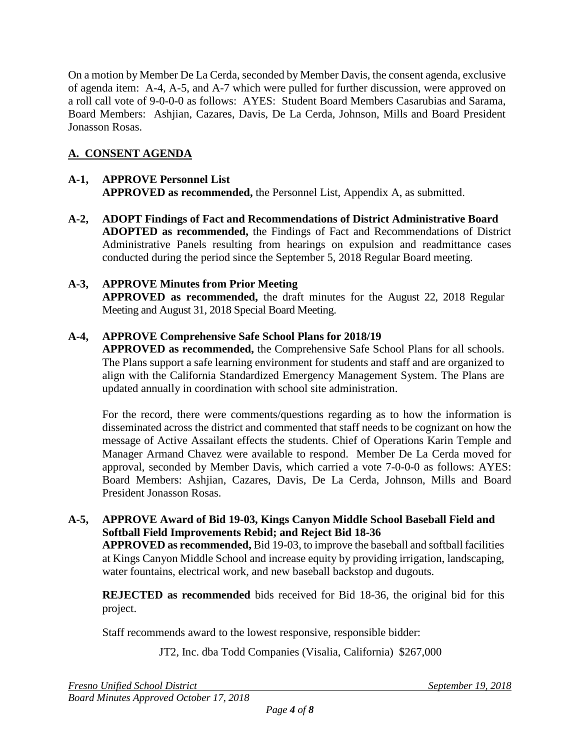On a motion by Member De La Cerda, seconded by Member Davis, the consent agenda, exclusive of agenda item: A-4, A-5, and A-7 which were pulled for further discussion, were approved on a roll call vote of 9-0-0-0 as follows: AYES: Student Board Members Casarubias and Sarama, Board Members: Ashjian, Cazares, Davis, De La Cerda, Johnson, Mills and Board President Jonasson Rosas.

## A. CONSENT AGENDA

**A-1, APPROVE Personnel List**
**APPROVED as recommended,** the Personnel List, Appendix A, as submitted.

**A-2, ADOPT Findings of Fact and Recommendations of District Administrative Board**
**ADOPTED as recommended,** the Findings of Fact and Recommendations of District Administrative Panels resulting from hearings on expulsion and readmittance cases conducted during the period since the September 5, 2018 Regular Board meeting.

**A-3, APPROVE Minutes from Prior Meeting**
**APPROVED as recommended,** the draft minutes for the August 22, 2018 Regular Meeting and August 31, 2018 Special Board Meeting.

**A-4, APPROVE Comprehensive Safe School Plans for 2018/19**
**APPROVED as recommended,** the Comprehensive Safe School Plans for all schools. The Plans support a safe learning environment for students and staff and are organized to align with the California Standardized Emergency Management System. The Plans are updated annually in coordination with school site administration.

For the record, there were comments/questions regarding as to how the information is disseminated across the district and commented that staff needs to be cognizant on how the message of Active Assailant effects the students. Chief of Operations Karin Temple and Manager Armand Chavez were available to respond. Member De La Cerda moved for approval, seconded by Member Davis, which carried a vote 7-0-0-0 as follows: AYES: Board Members: Ashjian, Cazares, Davis, De La Cerda, Johnson, Mills and Board President Jonasson Rosas.

**A-5, APPROVE Award of Bid 19-03, Kings Canyon Middle School Baseball Field and Softball Field Improvements Rebid; and Reject Bid 18-36**
**APPROVED as recommended,** Bid 19-03, to improve the baseball and softball facilities at Kings Canyon Middle School and increase equity by providing irrigation, landscaping, water fountains, electrical work, and new baseball backstop and dugouts.

**REJECTED as recommended** bids received for Bid 18-36, the original bid for this project.

Staff recommends award to the lowest responsive, responsible bidder:

JT2, Inc. dba Todd Companies (Visalia, California) $267,000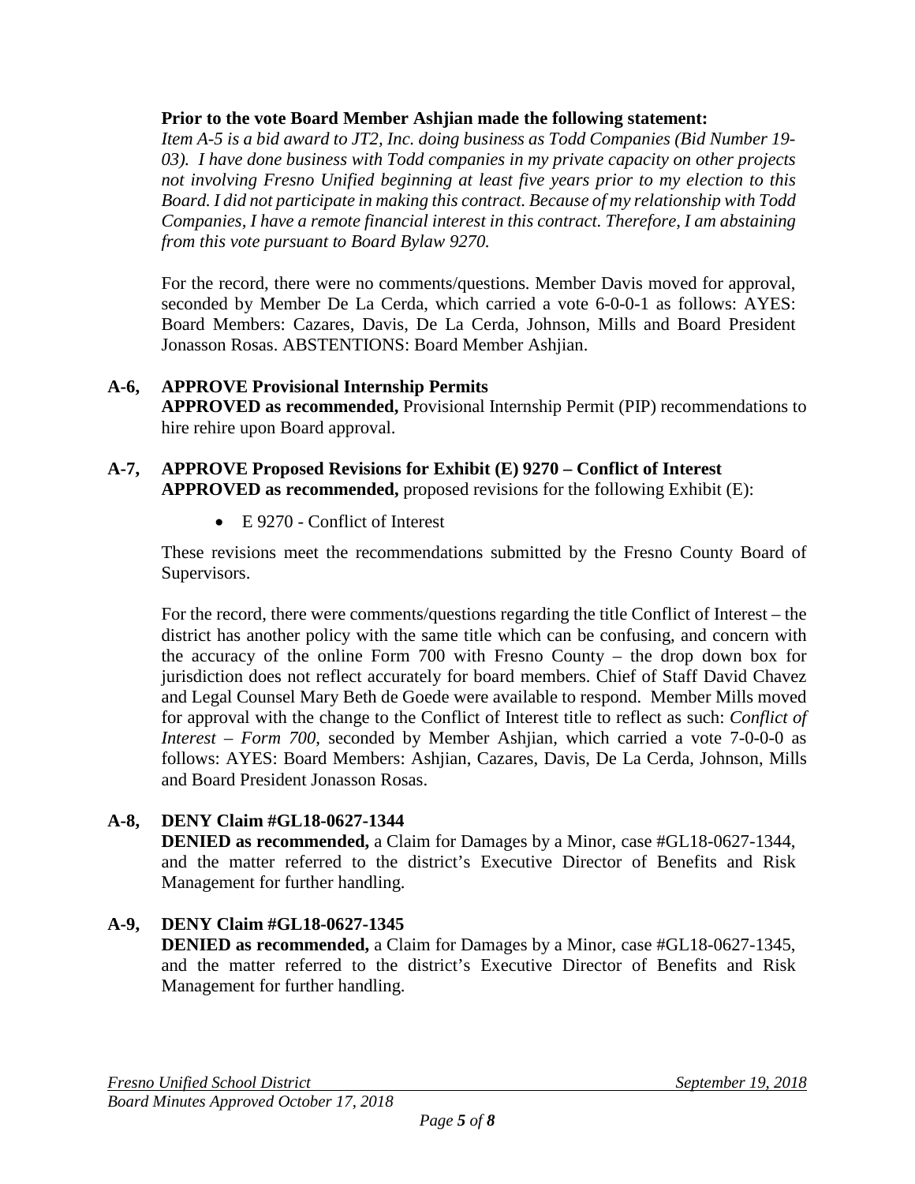**Prior to the vote Board Member Ashjian made the following statement:**
*Item A-5 is a bid award to JT2, Inc. doing business as Todd Companies (Bid Number 19-03). I have done business with Todd companies in my private capacity on other projects not involving Fresno Unified beginning at least five years prior to my election to this Board. I did not participate in making this contract. Because of my relationship with Todd Companies, I have a remote financial interest in this contract. Therefore, I am abstaining from this vote pursuant to Board Bylaw 9270.*

For the record, there were no comments/questions. Member Davis moved for approval, seconded by Member De La Cerda, which carried a vote 6-0-0-1 as follows: AYES: Board Members: Cazares, Davis, De La Cerda, Johnson, Mills and Board President Jonasson Rosas. ABSTENTIONS: Board Member Ashjian.

**A-6, APPROVE Provisional Internship Permits**
**APPROVED as recommended,** Provisional Internship Permit (PIP) recommendations to hire rehire upon Board approval.

**A-7, APPROVE Proposed Revisions for Exhibit (E) 9270 – Conflict of Interest**
**APPROVED as recommended,** proposed revisions for the following Exhibit (E):

- E 9270 - Conflict of Interest

These revisions meet the recommendations submitted by the Fresno County Board of Supervisors.

For the record, there were comments/questions regarding the title Conflict of Interest – the district has another policy with the same title which can be confusing, and concern with the accuracy of the online Form 700 with Fresno County – the drop down box for jurisdiction does not reflect accurately for board members. Chief of Staff David Chavez and Legal Counsel Mary Beth de Goede were available to respond. Member Mills moved for approval with the change to the Conflict of Interest title to reflect as such: *Conflict of Interest – Form 700*, seconded by Member Ashjian, which carried a vote 7-0-0-0 as follows: AYES: Board Members: Ashjian, Cazares, Davis, De La Cerda, Johnson, Mills and Board President Jonasson Rosas.

**A-8, DENY Claim #GL18-0627-1344**
**DENIED as recommended,** a Claim for Damages by a Minor, case #GL18-0627-1344, and the matter referred to the district's Executive Director of Benefits and Risk Management for further handling.

**A-9, DENY Claim #GL18-0627-1345**
**DENIED as recommended,** a Claim for Damages by a Minor, case #GL18-0627-1345, and the matter referred to the district's Executive Director of Benefits and Risk Management for further handling.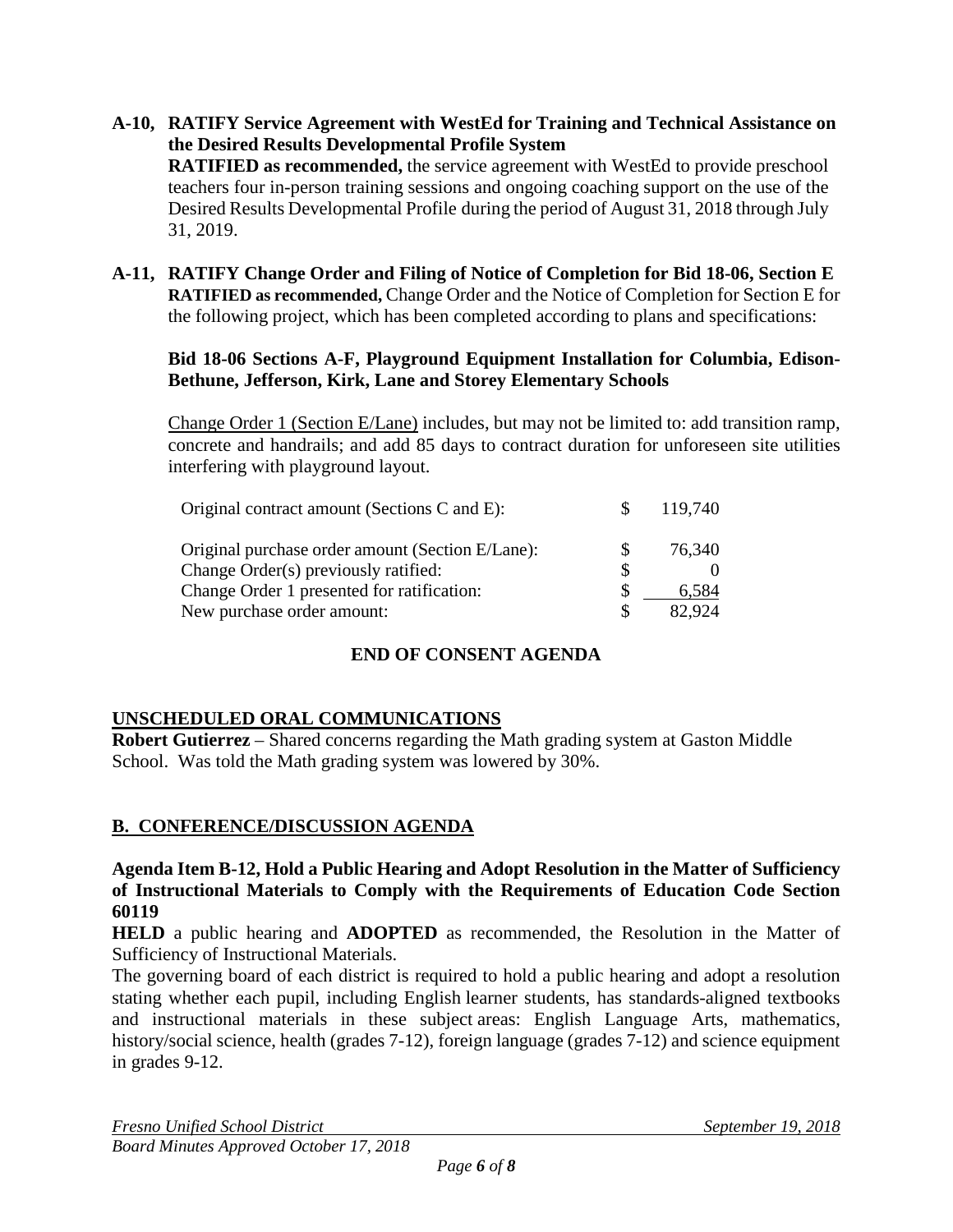**A-10, RATIFY Service Agreement with WestEd for Training and Technical Assistance on the Desired Results Developmental Profile System**

**RATIFIED as recommended,** the service agreement with WestEd to provide preschool teachers four in-person training sessions and ongoing coaching support on the use of the Desired Results Developmental Profile during the period of August 31, 2018 through July 31, 2019.

**A-11, RATIFY Change Order and Filing of Notice of Completion for Bid 18-06, Section E**

**RATIFIED as recommended,** Change Order and the Notice of Completion for Section E for the following project, which has been completed according to plans and specifications:

**Bid 18-06 Sections A-F, Playground Equipment Installation for Columbia, Edison-Bethune, Jefferson, Kirk, Lane and Storey Elementary Schools**

Change Order 1 (Section E/Lane) includes, but may not be limited to: add transition ramp, concrete and handrails; and add 85 days to contract duration for unforeseen site utilities interfering with playground layout.

| | | |
|---|---|---|
| Original contract amount (Sections C and E): | $ | 119,740 |
| Original purchase order amount (Section E/Lane): | $ | 76,340 |
| Change Order(s) previously ratified: | $ | 0 |
| Change Order 1 presented for ratification: | $ | 6,584 |
| New purchase order amount: | $ | 82,924 |

**END OF CONSENT AGENDA**

**UNSCHEDULED ORAL COMMUNICATIONS**

**Robert Gutierrez** – Shared concerns regarding the Math grading system at Gaston Middle School. Was told the Math grading system was lowered by 30%.

**B. CONFERENCE/DISCUSSION AGENDA**

**Agenda Item B-12, Hold a Public Hearing and Adopt Resolution in the Matter of Sufficiency of Instructional Materials to Comply with the Requirements of Education Code Section 60119**

**HELD** a public hearing and **ADOPTED** as recommended, the Resolution in the Matter of Sufficiency of Instructional Materials.

The governing board of each district is required to hold a public hearing and adopt a resolution stating whether each pupil, including English learner students, has standards-aligned textbooks and instructional materials in these subject areas: English Language Arts, mathematics, history/social science, health (grades 7-12), foreign language (grades 7-12) and science equipment in grades 9-12.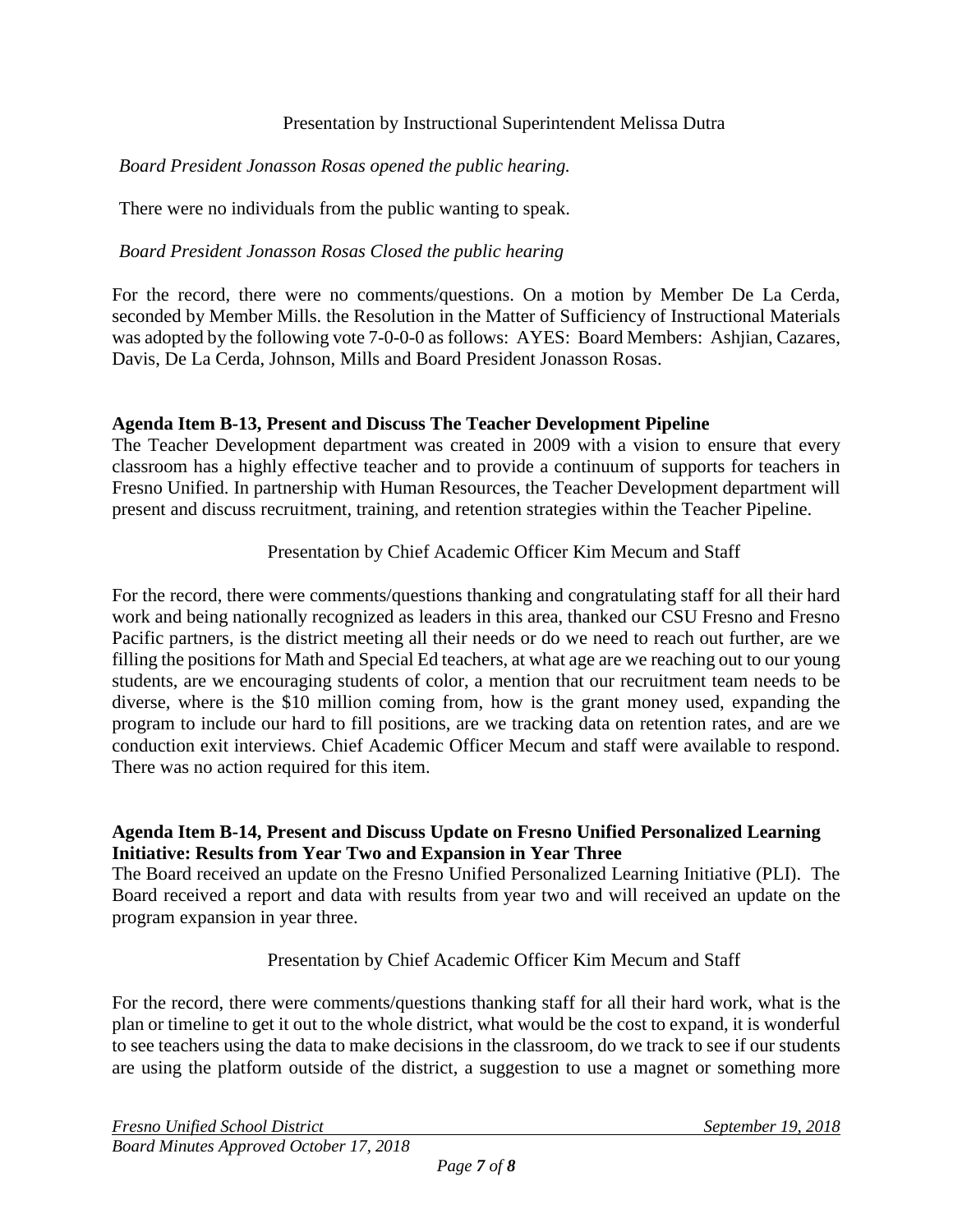Presentation by Instructional Superintendent Melissa Dutra

*Board President Jonasson Rosas opened the public hearing.*

There were no individuals from the public wanting to speak.

*Board President Jonasson Rosas Closed the public hearing*

For the record, there were no comments/questions. On a motion by Member De La Cerda, seconded by Member Mills. the Resolution in the Matter of Sufficiency of Instructional Materials was adopted by the following vote 7-0-0-0 as follows: AYES: Board Members: Ashjian, Cazares, Davis, De La Cerda, Johnson, Mills and Board President Jonasson Rosas.

**Agenda Item B-13, Present and Discuss The Teacher Development Pipeline**

The Teacher Development department was created in 2009 with a vision to ensure that every classroom has a highly effective teacher and to provide a continuum of supports for teachers in Fresno Unified. In partnership with Human Resources, the Teacher Development department will present and discuss recruitment, training, and retention strategies within the Teacher Pipeline.

Presentation by Chief Academic Officer Kim Mecum and Staff

For the record, there were comments/questions thanking and congratulating staff for all their hard work and being nationally recognized as leaders in this area, thanked our CSU Fresno and Fresno Pacific partners, is the district meeting all their needs or do we need to reach out further, are we filling the positions for Math and Special Ed teachers, at what age are we reaching out to our young students, are we encouraging students of color, a mention that our recruitment team needs to be diverse, where is the $10 million coming from, how is the grant money used, expanding the program to include our hard to fill positions, are we tracking data on retention rates, and are we conduction exit interviews. Chief Academic Officer Mecum and staff were available to respond. There was no action required for this item.

**Agenda Item B-14, Present and Discuss Update on Fresno Unified Personalized Learning Initiative: Results from Year Two and Expansion in Year Three**

The Board received an update on the Fresno Unified Personalized Learning Initiative (PLI). The Board received a report and data with results from year two and will received an update on the program expansion in year three.

Presentation by Chief Academic Officer Kim Mecum and Staff

For the record, there were comments/questions thanking staff for all their hard work, what is the plan or timeline to get it out to the whole district, what would be the cost to expand, it is wonderful to see teachers using the data to make decisions in the classroom, do we track to see if our students are using the platform outside of the district, a suggestion to use a magnet or something more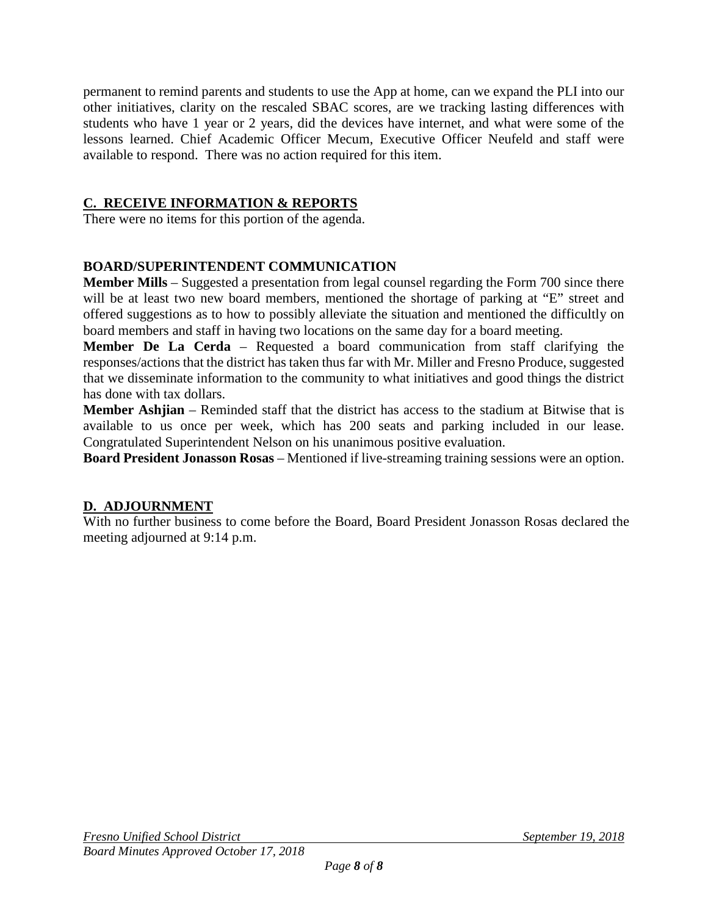permanent to remind parents and students to use the App at home, can we expand the PLI into our other initiatives, clarity on the rescaled SBAC scores, are we tracking lasting differences with students who have 1 year or 2 years, did the devices have internet, and what were some of the lessons learned. Chief Academic Officer Mecum, Executive Officer Neufeld and staff were available to respond. There was no action required for this item.

## C. RECEIVE INFORMATION & REPORTS

There were no items for this portion of the agenda.

## BOARD/SUPERINTENDENT COMMUNICATION

**Member Mills** – Suggested a presentation from legal counsel regarding the Form 700 since there will be at least two new board members, mentioned the shortage of parking at "E" street and offered suggestions as to how to possibly alleviate the situation and mentioned the difficultly on board members and staff in having two locations on the same day for a board meeting.

**Member De La Cerda** – Requested a board communication from staff clarifying the responses/actions that the district has taken thus far with Mr. Miller and Fresno Produce, suggested that we disseminate information to the community to what initiatives and good things the district has done with tax dollars.

**Member Ashjian** – Reminded staff that the district has access to the stadium at Bitwise that is available to us once per week, which has 200 seats and parking included in our lease. Congratulated Superintendent Nelson on his unanimous positive evaluation.

**Board President Jonasson Rosas** – Mentioned if live-streaming training sessions were an option.

## D. ADJOURNMENT

With no further business to come before the Board, Board President Jonasson Rosas declared the meeting adjourned at 9:14 p.m.